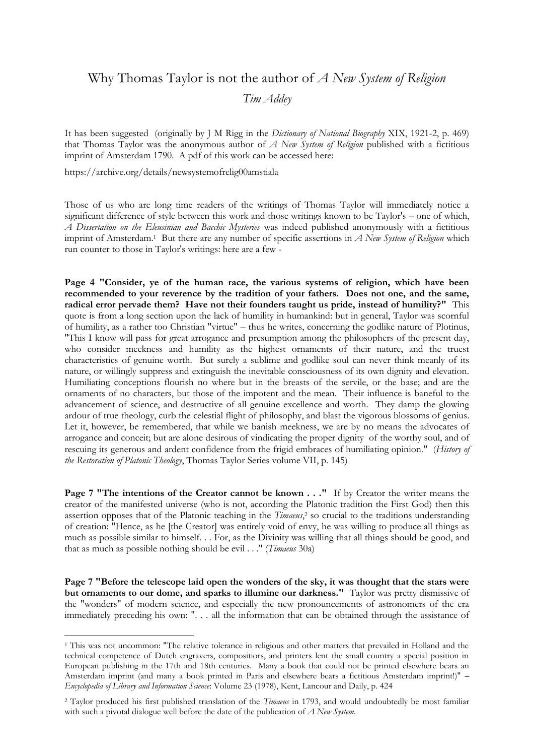# Why Thomas Taylor is not the author of *A New System of Religion*

*Tim Addey*

It has been suggested (originally by J M Rigg in the *Dictionary of National Biography* XIX, 1921-2, p. 469) that Thomas Taylor was the anonymous author of *A New System of Religion* published with a fictitious imprint of Amsterdam 1790. A pdf of this work can be accessed here:

https://archive.org/details/newsystemofrelig00amstiala

Those of us who are long time readers of the writings of Thomas Taylor will immediately notice a significant difference of style between this work and those writings known to be Taylor's – one of which, *A Dissertation on the Eleusinian and Bacchic Mysteries* was indeed published anonymously with a fictitious imprint of Amsterdam.[1] But there are any number of specific assertions in *A New System of Religion* which run counter to those in Taylor's writings: here are a few -

**Page 4 "Consider, ye of the human race, the various systems of religion, which have been recommended to your reverence by the tradition of your fathers. Does not one, and the same, radical error pervade them? Have not their founders taught us pride, instead of humility?"** This quote is from a long section upon the lack of humility in humankind: but in general, Taylor was scornful of humility, as a rather too Christian "virtue" – thus he writes, concerning the godlike nature of Plotinus, "This I know will pass for great arrogance and presumption among the philosophers of the present day, who consider meekness and humility as the highest ornaments of their nature, and the truest characteristics of genuine worth. But surely a sublime and godlike soul can never think meanly of its nature, or willingly suppress and extinguish the inevitable consciousness of its own dignity and elevation. Humiliating conceptions flourish no where but in the breasts of the servile, or the base; and are the ornaments of no characters, but those of the impotent and the mean. Their influence is baneful to the advancement of science, and destructive of all genuine excellence and worth. They damp the glowing ardour of true theology, curb the celestial flight of philosophy, and blast the vigorous blossoms of genius. Let it, however, be remembered, that while we banish meekness, we are by no means the advocates of arrogance and conceit; but are alone desirous of vindicating the proper dignity of the worthy soul, and of rescuing its generous and ardent confidence from the frigid embraces of humiliating opinion." (*History of the Restoration of Platonic Theology*, Thomas Taylor Series volume VII, p. 145)

**Page 7 "The intentions of the Creator cannot be known . . ."** If by Creator the writer means the creator of the manifested universe (who is not, according the Platonic tradition the First God) then this assertion opposes that of the Platonic teaching in the *Timaeus*,[2] so crucial to the traditions understanding of creation: "Hence, as he [the Creator] was entirely void of envy, he was willing to produce all things as much as possible similar to himself. . . For, as the Divinity was willing that all things should be good, and that as much as possible nothing should be evil . . ." (*Timaeus* 30a)

**Page 7 "Before the telescope laid open the wonders of the sky, it was thought that the stars were but ornaments to our dome, and sparks to illumine our darkness."** Taylor was pretty dismissive of the "wonders" of modern science, and especially the new pronouncements of astronomers of the era immediately preceding his own: ". . . all the information that can be obtained through the assistance of

---

[1] This was not uncommon: "The relative tolerance in religious and other matters that prevailed in Holland and the technical competence of Dutch engravers, compositiors, and printers lent the small country a special position in European publishing in the 17th and 18th centuries. Many a book that could not be printed elsewhere bears an Amsterdam imprint (and many a book printed in Paris and elsewhere bears a fictitious Amsterdam imprint!)" – *Encyclopedia of Library and Information Science*: Volume 23 (1978), Kent, Lancour and Daily, p. 424

[2] Taylor produced his first published translation of the *Timaeus* in 1793, and would undoubtedly be most familiar with such a pivotal dialogue well before the date of the publication of *A New System*.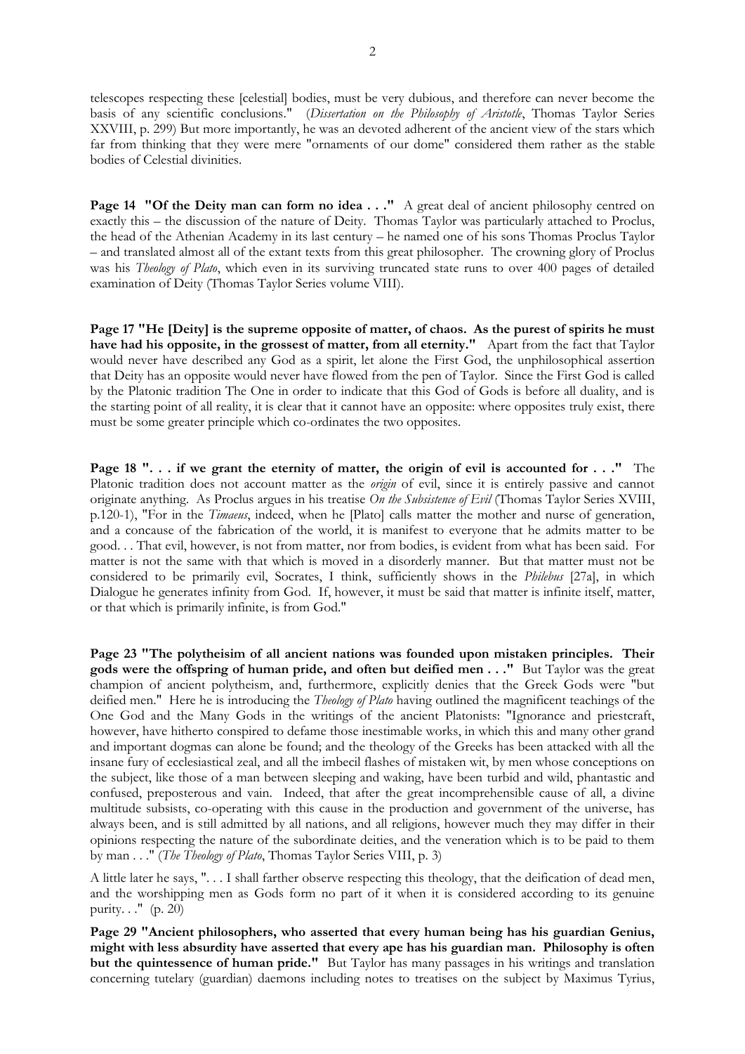telescopes respecting these [celestial] bodies, must be very dubious, and therefore can never become the basis of any scientific conclusions." (*Dissertation on the Philosophy of Aristotle*, Thomas Taylor Series XXVIII, p. 299) But more importantly, he was an devoted adherent of the ancient view of the stars which far from thinking that they were mere "ornaments of our dome" considered them rather as the stable bodies of Celestial divinities.

**Page 14 "Of the Deity man can form no idea . . ."** A great deal of ancient philosophy centred on exactly this – the discussion of the nature of Deity. Thomas Taylor was particularly attached to Proclus, the head of the Athenian Academy in its last century – he named one of his sons Thomas Proclus Taylor – and translated almost all of the extant texts from this great philosopher. The crowning glory of Proclus was his *Theology of Plato*, which even in its surviving truncated state runs to over 400 pages of detailed examination of Deity (Thomas Taylor Series volume VIII).

**Page 17 "He [Deity] is the supreme opposite of matter, of chaos. As the purest of spirits he must have had his opposite, in the grossest of matter, from all eternity."** Apart from the fact that Taylor would never have described any God as a spirit, let alone the First God, the unphilosophical assertion that Deity has an opposite would never have flowed from the pen of Taylor. Since the First God is called by the Platonic tradition The One in order to indicate that this God of Gods is before all duality, and is the starting point of all reality, it is clear that it cannot have an opposite: where opposites truly exist, there must be some greater principle which co-ordinates the two opposites.

**Page 18 ". . . if we grant the eternity of matter, the origin of evil is accounted for . . ."** The Platonic tradition does not account matter as the *origin* of evil, since it is entirely passive and cannot originate anything. As Proclus argues in his treatise *On the Subsistence of Evil* (Thomas Taylor Series XVIII, p.120-1), "For in the *Timaeus*, indeed, when he [Plato] calls matter the mother and nurse of generation, and a concause of the fabrication of the world, it is manifest to everyone that he admits matter to be good. . . That evil, however, is not from matter, nor from bodies, is evident from what has been said. For matter is not the same with that which is moved in a disorderly manner. But that matter must not be considered to be primarily evil, Socrates, I think, sufficiently shows in the *Philebus* [27a], in which Dialogue he generates infinity from God. If, however, it must be said that matter is infinite itself, matter, or that which is primarily infinite, is from God."

**Page 23 "The polytheisim of all ancient nations was founded upon mistaken principles. Their gods were the offspring of human pride, and often but deified men . . ."** But Taylor was the great champion of ancient polytheism, and, furthermore, explicitly denies that the Greek Gods were "but deified men." Here he is introducing the *Theology of Plato* having outlined the magnificent teachings of the One God and the Many Gods in the writings of the ancient Platonists: "Ignorance and priestcraft, however, have hitherto conspired to defame those inestimable works, in which this and many other grand and important dogmas can alone be found; and the theology of the Greeks has been attacked with all the insane fury of ecclesiastical zeal, and all the imbecil flashes of mistaken wit, by men whose conceptions on the subject, like those of a man between sleeping and waking, have been turbid and wild, phantastic and confused, preposterous and vain. Indeed, that after the great incomprehensible cause of all, a divine multitude subsists, co-operating with this cause in the production and government of the universe, has always been, and is still admitted by all nations, and all religions, however much they may differ in their opinions respecting the nature of the subordinate deities, and the veneration which is to be paid to them by man . . ." (*The Theology of Plato*, Thomas Taylor Series VIII, p. 3)

A little later he says, ". . . I shall farther observe respecting this theology, that the deification of dead men, and the worshipping men as Gods form no part of it when it is considered according to its genuine purity. . ." (p. 20)

**Page 29 "Ancient philosophers, who asserted that every human being has his guardian Genius, might with less absurdity have asserted that every ape has his guardian man. Philosophy is often but the quintessence of human pride."** But Taylor has many passages in his writings and translation concerning tutelary (guardian) daemons including notes to treatises on the subject by Maximus Tyrius,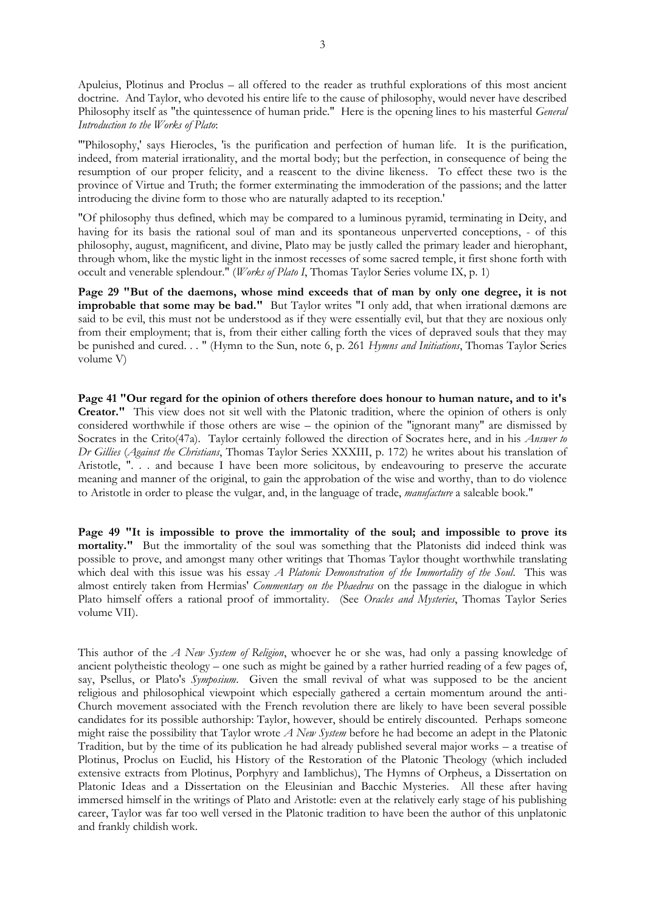Apuleius, Plotinus and Proclus – all offered to the reader as truthful explorations of this most ancient doctrine. And Taylor, who devoted his entire life to the cause of philosophy, would never have described Philosophy itself as "the quintessence of human pride." Here is the opening lines to his masterful *General Introduction to the Works of Plato*:

"'Philosophy,' says Hierocles, 'is the purification and perfection of human life. It is the purification, indeed, from material irrationality, and the mortal body; but the perfection, in consequence of being the resumption of our proper felicity, and a reascent to the divine likeness. To effect these two is the province of Virtue and Truth; the former exterminating the immoderation of the passions; and the latter introducing the divine form to those who are naturally adapted to its reception.'

"Of philosophy thus defined, which may be compared to a luminous pyramid, terminating in Deity, and having for its basis the rational soul of man and its spontaneous unperverted conceptions, - of this philosophy, august, magnificent, and divine, Plato may be justly called the primary leader and hierophant, through whom, like the mystic light in the inmost recesses of some sacred temple, it first shone forth with occult and venerable splendour." (*Works of Plato I*, Thomas Taylor Series volume IX, p. 1)

**Page 29 "But of the daemons, whose mind exceeds that of man by only one degree, it is not improbable that some may be bad."** But Taylor writes "I only add, that when irrational dæmons are said to be evil, this must not be understood as if they were essentially evil, but that they are noxious only from their employment; that is, from their either calling forth the vices of depraved souls that they may be punished and cured. . . " (Hymn to the Sun, note 6, p. 261 *Hymns and Initiations*, Thomas Taylor Series volume V)

**Page 41 "Our regard for the opinion of others therefore does honour to human nature, and to it's Creator."** This view does not sit well with the Platonic tradition, where the opinion of others is only considered worthwhile if those others are wise – the opinion of the "ignorant many" are dismissed by Socrates in the Crito(47a). Taylor certainly followed the direction of Socrates here, and in his *Answer to Dr Gillies* (*Against the Christians*, Thomas Taylor Series XXXIII, p. 172) he writes about his translation of Aristotle, ". . . and because I have been more solicitous, by endeavouring to preserve the accurate meaning and manner of the original, to gain the approbation of the wise and worthy, than to do violence to Aristotle in order to please the vulgar, and, in the language of trade, *manufacture* a saleable book."

**Page 49 "It is impossible to prove the immortality of the soul; and impossible to prove its mortality."** But the immortality of the soul was something that the Platonists did indeed think was possible to prove, and amongst many other writings that Thomas Taylor thought worthwhile translating which deal with this issue was his essay *A Platonic Demonstration of the Immortality of the Soul*. This was almost entirely taken from Hermias' *Commentary on the Phaedrus* on the passage in the dialogue in which Plato himself offers a rational proof of immortality. (See *Oracles and Mysteries*, Thomas Taylor Series volume VII).

This author of the *A New System of Religion*, whoever he or she was, had only a passing knowledge of ancient polytheistic theology – one such as might be gained by a rather hurried reading of a few pages of, say, Psellus, or Plato's *Symposium*. Given the small revival of what was supposed to be the ancient religious and philosophical viewpoint which especially gathered a certain momentum around the anti-Church movement associated with the French revolution there are likely to have been several possible candidates for its possible authorship: Taylor, however, should be entirely discounted. Perhaps someone might raise the possibility that Taylor wrote *A New System* before he had become an adept in the Platonic Tradition, but by the time of its publication he had already published several major works – a treatise of Plotinus, Proclus on Euclid, his History of the Restoration of the Platonic Theology (which included extensive extracts from Plotinus, Porphyry and Iamblichus), The Hymns of Orpheus, a Dissertation on Platonic Ideas and a Dissertation on the Eleusinian and Bacchic Mysteries. All these after having immersed himself in the writings of Plato and Aristotle: even at the relatively early stage of his publishing career, Taylor was far too well versed in the Platonic tradition to have been the author of this unplatonic and frankly childish work.